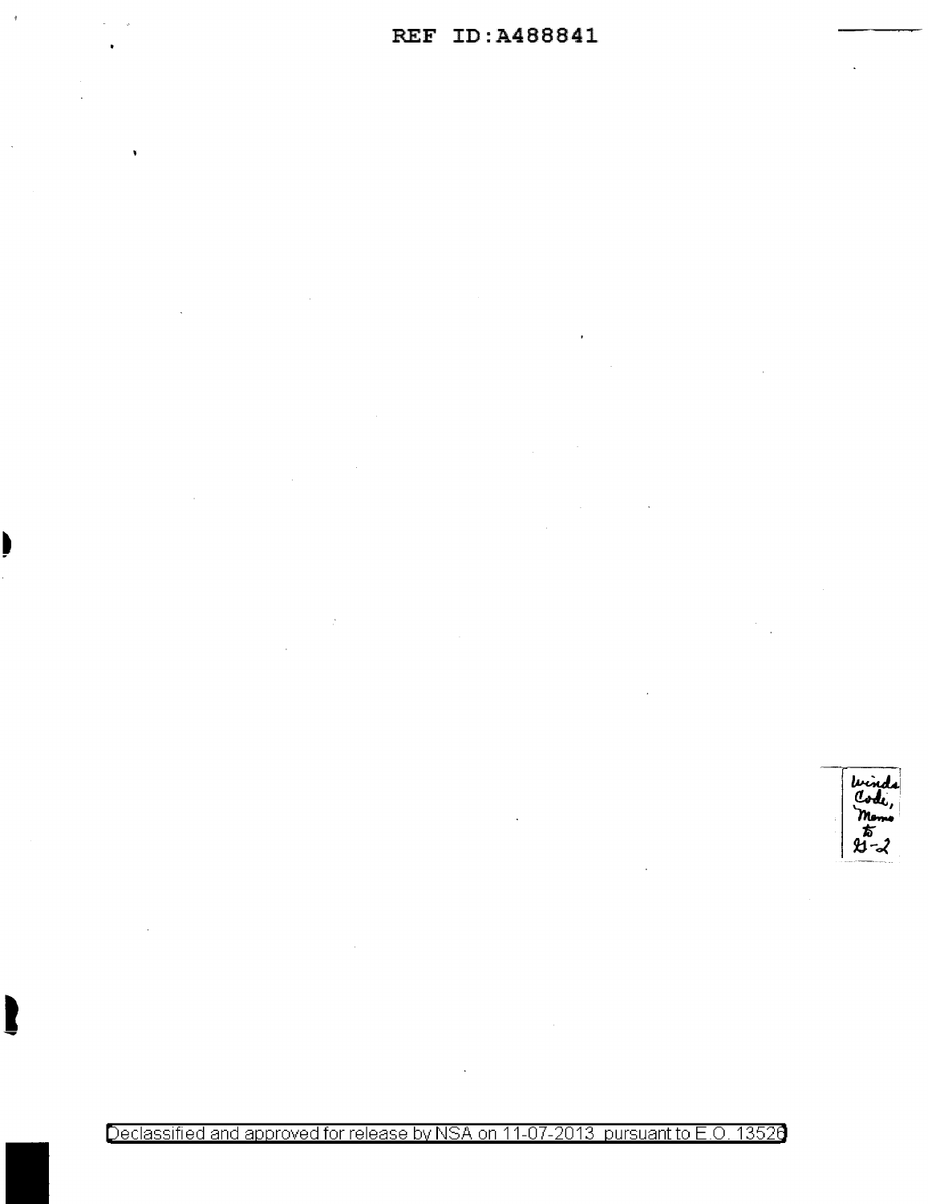REF ID:A488841

Winds Code, Memo to G-2

Declassified and approved for release by NSA on 11-07-2013 pursuant to E.O. 13526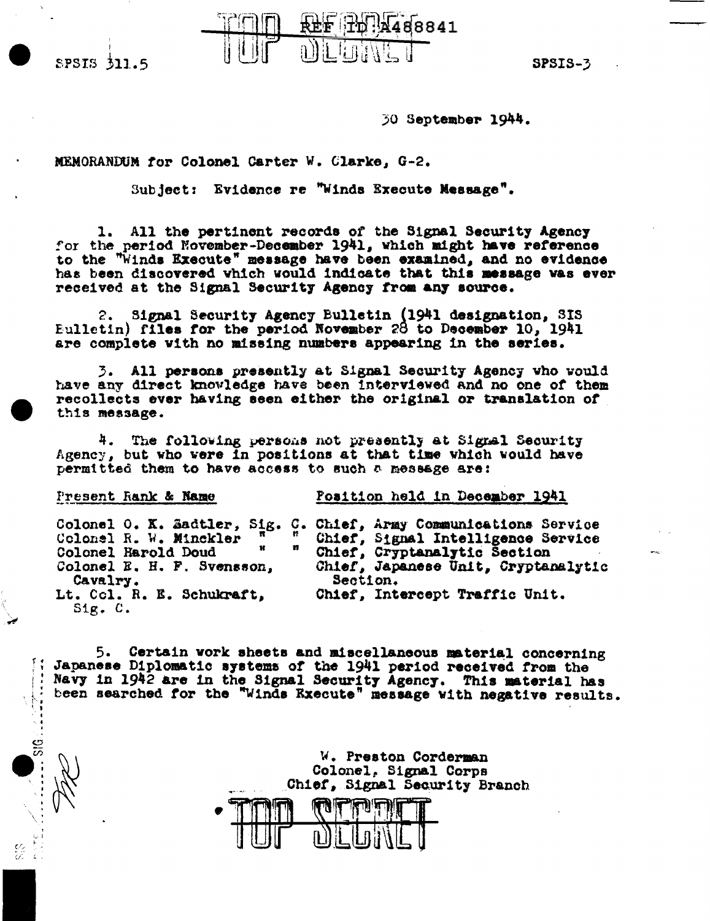SPSIS 311.5

TOP SECRET

SPSIS-3

30 September 1944.

MEMORANDUM for Colonel Carter W. Clarke, G-2.

Subject: Evidence re "Winds Execute Message".

1. All the pertinent records of the Signal Security Agency for the period November-December 1941, which might have reference to the "Winds Execute" message have been examined, and no evidence has been discovered which would indicate that this message was ever received at the Signal Security Agency from any source.

2. Signal Security Agency Bulletin (1941 designation, SIS Bulletin) files for the period November 28 to December 10, 1941 are complete with no missing numbers appearing in the series.

3. All persons presently at Signal Security Agency who would have any direct knowledge have been interviewed and no one of them recollects ever having seen either the original or translation of this message.

4. The following persons not presently at Signal Security Agency, but who were in positions at that time which would have permitted them to have access to such a message are:

| Present Rank & Name | Position held in December 1941 |
|---|---|
| Colonel O. K. Sadtler, Sig. C. | Chief, Army Communications Service |
| Colonel R. W. Minckler " " | Chief, Signal Intelligence Service |
| Colonel Harold Doud " " | Chief, Cryptanalytic Section |
| Colonel E. H. F. Svensson, Cavalry. | Chief, Japanese Unit, Cryptanalytic Section. |
| Lt. Col. R. E. Schukraft, Sig. C. | Chief, Intercept Traffic Unit. |

5. Certain work sheets and miscellaneous material concerning Japanese Diplomatic systems of the 1941 period received from the Navy in 1942 are in the Signal Security Agency. This material has been searched for the "Winds Execute" message with negative results.

W. Preston Corderman
Colonel, Signal Corps
Chief, Signal Security Branch

TOP SECRET